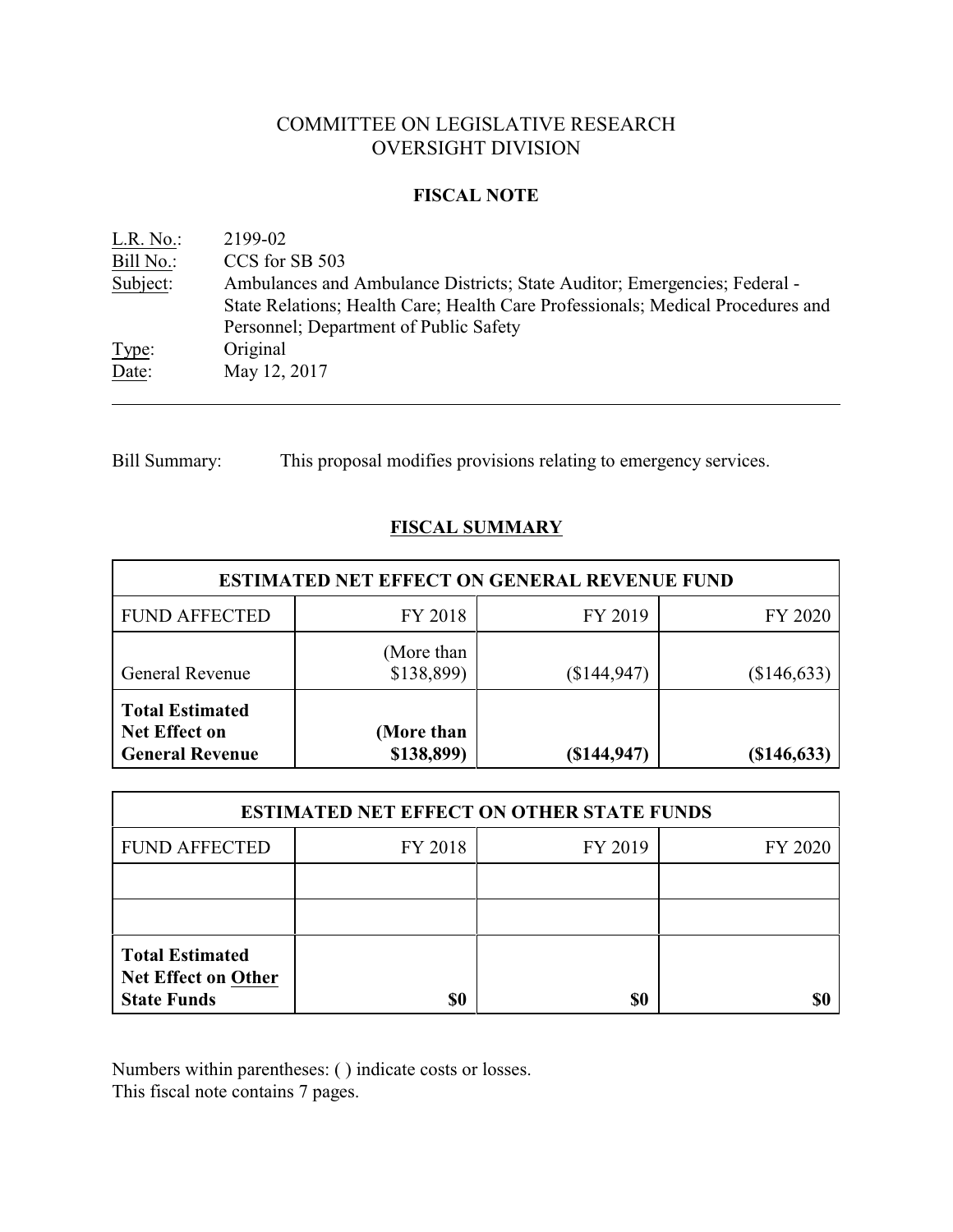COMMITTEE ON LEGISLATIVE RESEARCH
OVERSIGHT DIVISION

## FISCAL NOTE

L.R. No.: 2199-02
Bill No.: CCS for SB 503
Subject: Ambulances and Ambulance Districts; State Auditor; Emergencies; Federal - State Relations; Health Care; Health Care Professionals; Medical Procedures and Personnel; Department of Public Safety
Type: Original
Date: May 12, 2017

---

Bill Summary: This proposal modifies provisions relating to emergency services.

## FISCAL SUMMARY

| ESTIMATED NET EFFECT ON GENERAL REVENUE FUND | | | |
|---|---|---|---|
| FUND AFFECTED | FY 2018 | FY 2019 | FY 2020 |
| General Revenue | (More than $138,899) | ($144,947) | ($146,633) |
| **Total Estimated Net Effect on General Revenue** | **(More than $138,899)** | **($144,947)** | **($146,633)** |

| ESTIMATED NET EFFECT ON OTHER STATE FUNDS | | | |
|---|---|---|---|
| FUND AFFECTED | FY 2018 | FY 2019 | FY 2020 |
| | | | |
| | | | |
| **Total Estimated Net Effect on Other State Funds** | **$0** | **$0** | **$0** |

Numbers within parentheses: ( ) indicate costs or losses.
This fiscal note contains 7 pages.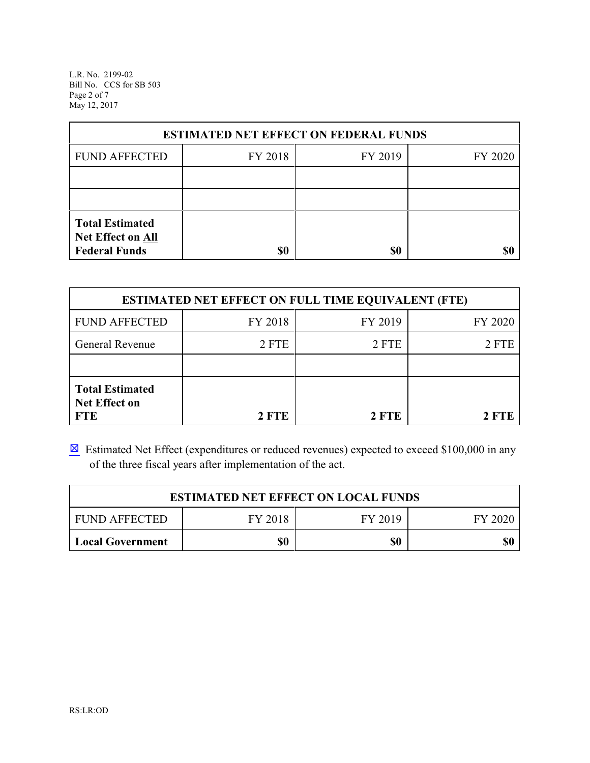| ESTIMATED NET EFFECT ON FEDERAL FUNDS | | | |
|---|---|---|---|
| FUND AFFECTED | FY 2018 | FY 2019 | FY 2020 |
| | | | |
| | | | |
| **Total Estimated Net Effect on All Federal Funds** | **$0** | **$0** | **$0** |

| ESTIMATED NET EFFECT ON FULL TIME EQUIVALENT (FTE) | | | |
|---|---|---|---|
| FUND AFFECTED | FY 2018 | FY 2019 | FY 2020 |
| General Revenue | 2 FTE | 2 FTE | 2 FTE |
| | | | |
| **Total Estimated Net Effect on FTE** | **2 FTE** | **2 FTE** | **2 FTE** |

☒ Estimated Net Effect (expenditures or reduced revenues) expected to exceed $100,000 in any of the three fiscal years after implementation of the act.

| ESTIMATED NET EFFECT ON LOCAL FUNDS | | | |
|---|---|---|---|
| FUND AFFECTED | FY 2018 | FY 2019 | FY 2020 |
| **Local Government** | **$0** | **$0** | **$0** |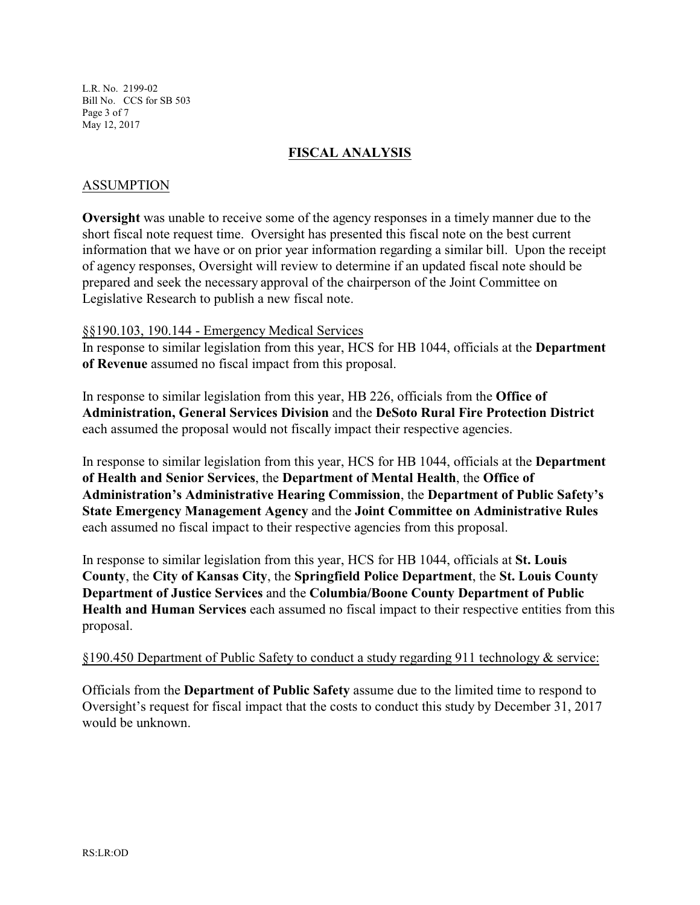## FISCAL ANALYSIS

### ASSUMPTION

**Oversight** was unable to receive some of the agency responses in a timely manner due to the short fiscal note request time. Oversight has presented this fiscal note on the best current information that we have or on prior year information regarding a similar bill. Upon the receipt of agency responses, Oversight will review to determine if an updated fiscal note should be prepared and seek the necessary approval of the chairperson of the Joint Committee on Legislative Research to publish a new fiscal note.

§§190.103, 190.144 - Emergency Medical Services

In response to similar legislation from this year, HCS for HB 1044, officials at the **Department of Revenue** assumed no fiscal impact from this proposal.

In response to similar legislation from this year, HB 226, officials from the **Office of Administration, General Services Division** and the **DeSoto Rural Fire Protection District** each assumed the proposal would not fiscally impact their respective agencies.

In response to similar legislation from this year, HCS for HB 1044, officials at the **Department of Health and Senior Services**, the **Department of Mental Health**, the **Office of Administration's Administrative Hearing Commission**, the **Department of Public Safety's State Emergency Management Agency** and the **Joint Committee on Administrative Rules** each assumed no fiscal impact to their respective agencies from this proposal.

In response to similar legislation from this year, HCS for HB 1044, officials at **St. Louis County**, the **City of Kansas City**, the **Springfield Police Department**, the **St. Louis County Department of Justice Services** and the **Columbia/Boone County Department of Public Health and Human Services** each assumed no fiscal impact to their respective entities from this proposal.

§190.450 Department of Public Safety to conduct a study regarding 911 technology & service:

Officials from the **Department of Public Safety** assume due to the limited time to respond to Oversight's request for fiscal impact that the costs to conduct this study by December 31, 2017 would be unknown.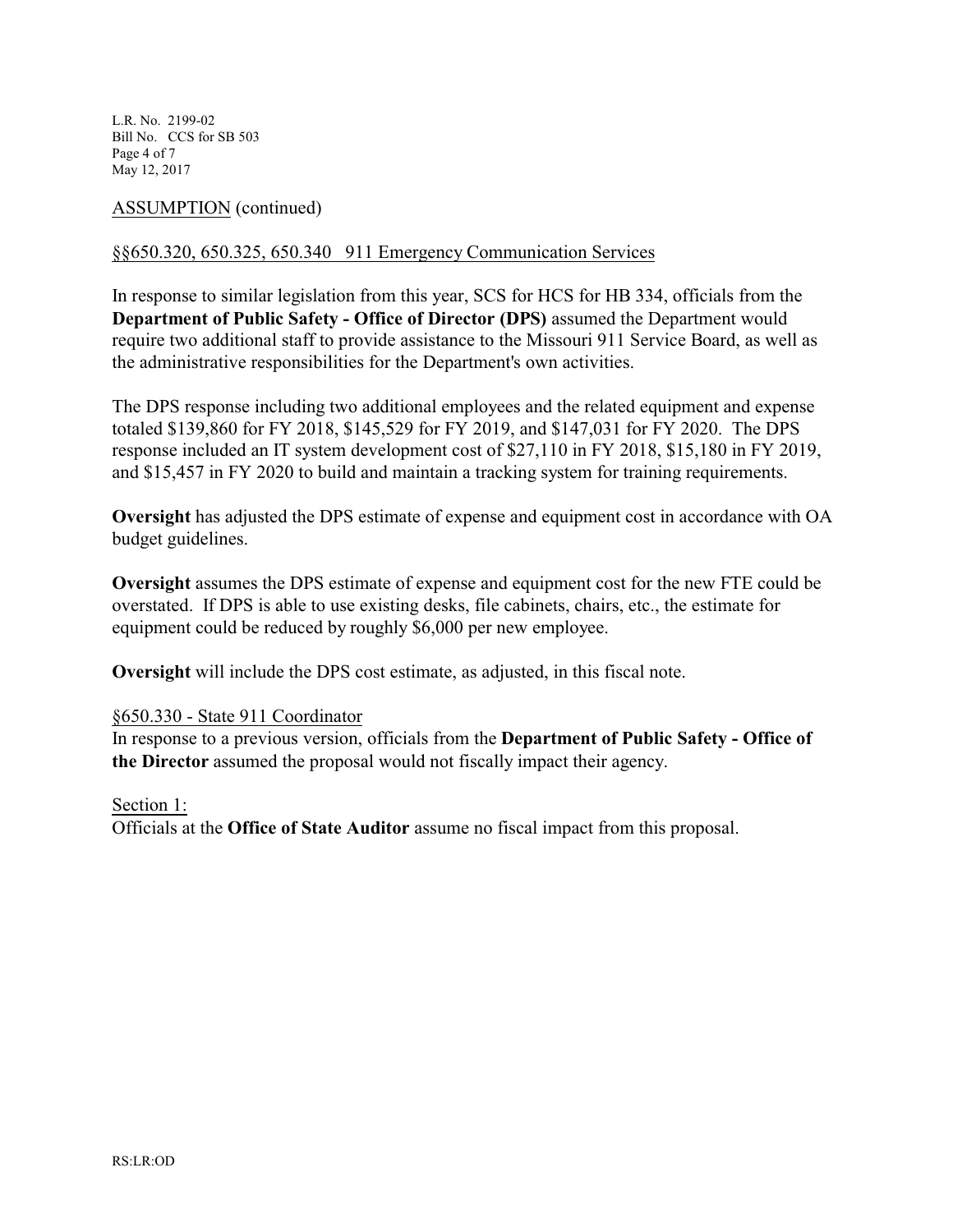ASSUMPTION (continued)

§§650.320, 650.325, 650.340 911 Emergency Communication Services

In response to similar legislation from this year, SCS for HCS for HB 334, officials from the **Department of Public Safety - Office of Director (DPS)** assumed the Department would require two additional staff to provide assistance to the Missouri 911 Service Board, as well as the administrative responsibilities for the Department's own activities.

The DPS response including two additional employees and the related equipment and expense totaled $139,860 for FY 2018, $145,529 for FY 2019, and $147,031 for FY 2020. The DPS response included an IT system development cost of $27,110 in FY 2018, $15,180 in FY 2019, and $15,457 in FY 2020 to build and maintain a tracking system for training requirements.

**Oversight** has adjusted the DPS estimate of expense and equipment cost in accordance with OA budget guidelines.

**Oversight** assumes the DPS estimate of expense and equipment cost for the new FTE could be overstated. If DPS is able to use existing desks, file cabinets, chairs, etc., the estimate for equipment could be reduced by roughly $6,000 per new employee.

**Oversight** will include the DPS cost estimate, as adjusted, in this fiscal note.

§650.330 - State 911 Coordinator

In response to a previous version, officials from the **Department of Public Safety - Office of the Director** assumed the proposal would not fiscally impact their agency.

Section 1:

Officials at the **Office of State Auditor** assume no fiscal impact from this proposal.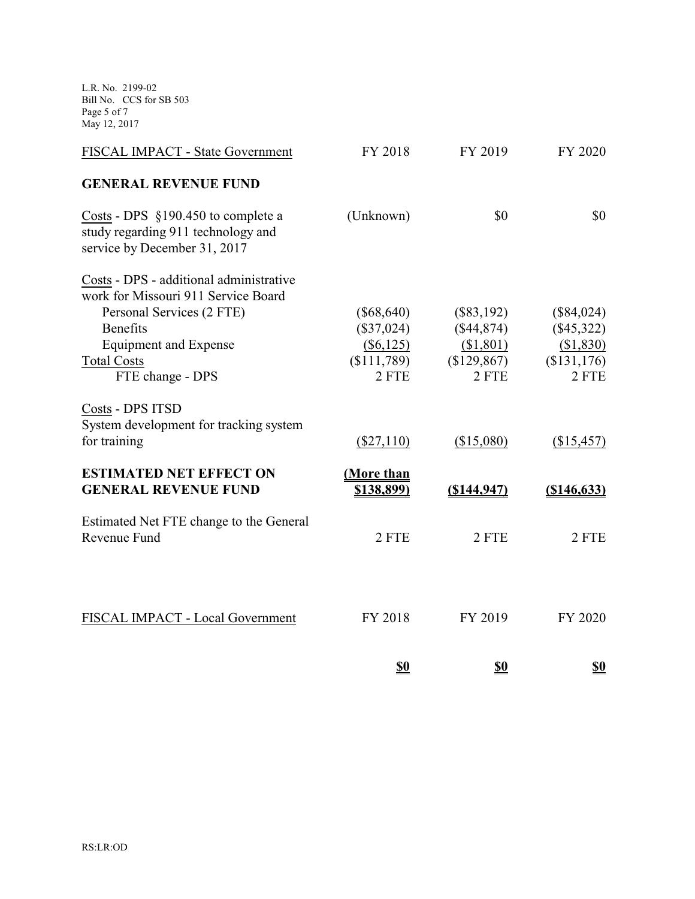| FISCAL IMPACT - State Government | FY 2018 | FY 2019 | FY 2020 |
|---|---|---|---|
| **GENERAL REVENUE FUND** | | | |
| Costs - DPS §190.450 to complete a study regarding 911 technology and service by December 31, 2017 | (Unknown) | $0 | $0 |
| Costs - DPS - additional administrative work for Missouri 911 Service Board | | | |
| Personal Services (2 FTE) | ($68,640) | ($83,192) | ($84,024) |
| Benefits | ($37,024) | ($44,874) | ($45,322) |
| Equipment and Expense | ($6,125) | ($1,801) | ($1,830) |
| Total Costs | ($111,789) | ($129,867) | ($131,176) |
| FTE change - DPS | 2 FTE | 2 FTE | 2 FTE |
| Costs - DPS ITSD System development for tracking system for training | ($27,110) | ($15,080) | ($15,457) |
| **ESTIMATED NET EFFECT ON GENERAL REVENUE FUND** | **(More than $138,899)** | **($144,947)** | **($146,633)** |
| Estimated Net FTE change to the General Revenue Fund | 2 FTE | 2 FTE | 2 FTE |

| FISCAL IMPACT - Local Government | FY 2018 | FY 2019 | FY 2020 |
|---|---|---|---|
| | **$0** | **$0** | **$0** |

RS:LR:OD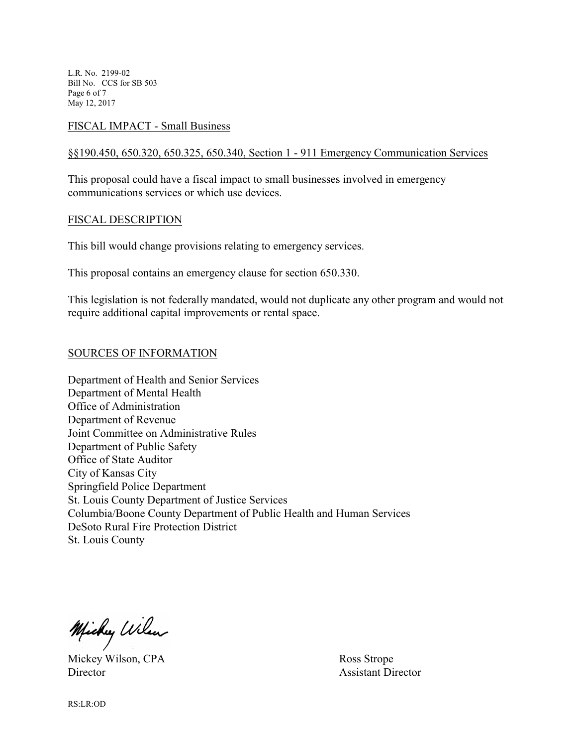## FISCAL IMPACT - Small Business

§§190.450, 650.320, 650.325, 650.340, Section 1 - 911 Emergency Communication Services

This proposal could have a fiscal impact to small businesses involved in emergency communications services or which use devices.

## FISCAL DESCRIPTION

This bill would change provisions relating to emergency services.

This proposal contains an emergency clause for section 650.330.

This legislation is not federally mandated, would not duplicate any other program and would not require additional capital improvements or rental space.

## SOURCES OF INFORMATION

Department of Health and Senior Services
Department of Mental Health
Office of Administration
Department of Revenue
Joint Committee on Administrative Rules
Department of Public Safety
Office of State Auditor
City of Kansas City
Springfield Police Department
St. Louis County Department of Justice Services
Columbia/Boone County Department of Public Health and Human Services
DeSoto Rural Fire Protection District
St. Louis County

Mickey Wilson, CPA
Director

Ross Strope
Assistant Director

RS:LR:OD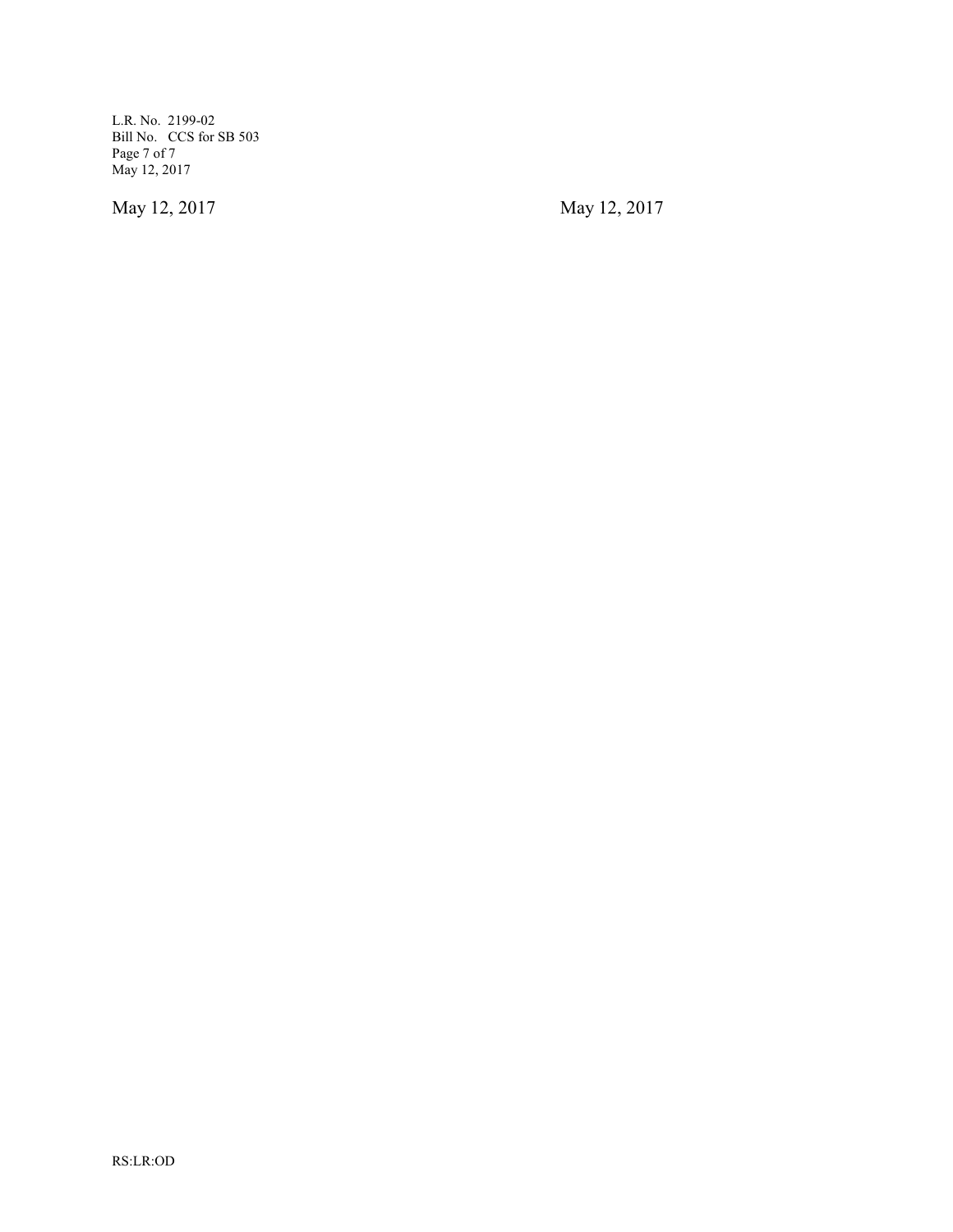May 12, 2017

May 12, 2017